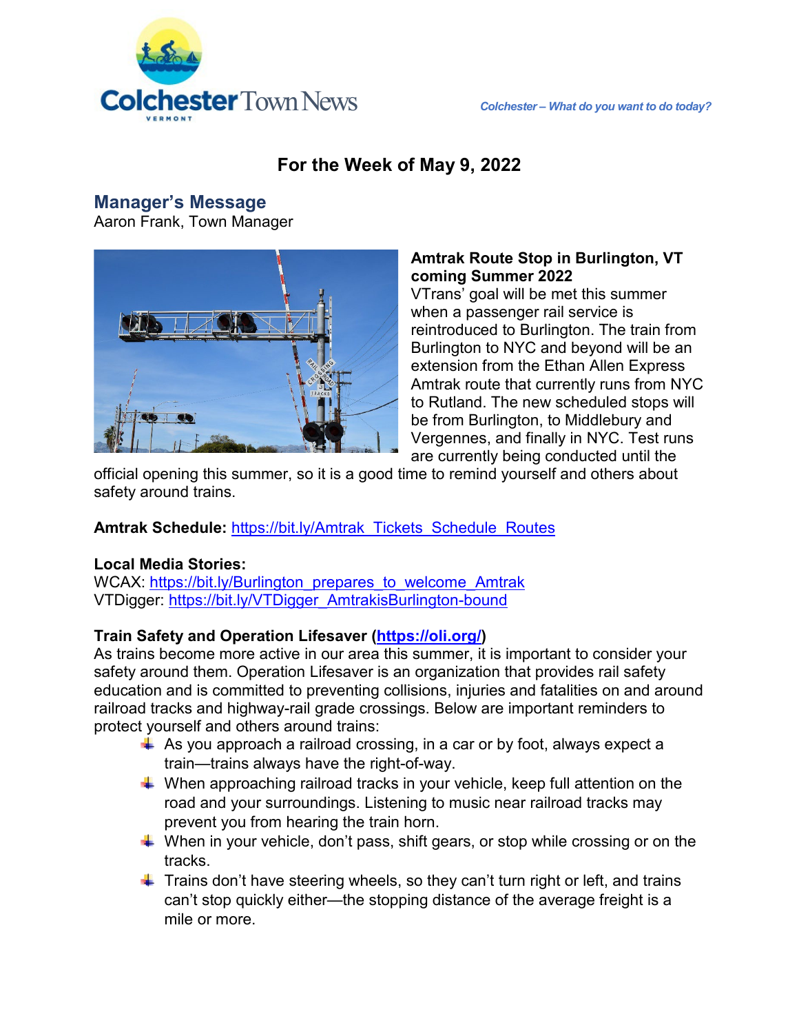Colchester Town News

VERMONT

*Colchester – What do you want to do today?*

# For the Week of May 9, 2022

## Manager's Message

Aaron Frank, Town Manager

**Amtrak Route Stop in Burlington, VT coming Summer 2022**

VTrans' goal will be met this summer when a passenger rail service is reintroduced to Burlington. The train from Burlington to NYC and beyond will be an extension from the Ethan Allen Express Amtrak route that currently runs from NYC to Rutland. The new scheduled stops will be from Burlington, to Middlebury and Vergennes, and finally in NYC. Test runs are currently being conducted until the official opening this summer, so it is a good time to remind yourself and others about safety around trains.

**Amtrak Schedule:** https://bit.ly/Amtrak_Tickets_Schedule_Routes

**Local Media Stories:**

WCAX: https://bit.ly/Burlington_prepares_to_welcome_Amtrak

VTDigger: https://bit.ly/VTDigger_AmtrakisBurlington-bound

**Train Safety and Operation Lifesaver (https://oli.org/)**

As trains become more active in our area this summer, it is important to consider your safety around them. Operation Lifesaver is an organization that provides rail safety education and is committed to preventing collisions, injuries and fatalities on and around railroad tracks and highway-rail grade crossings. Below are important reminders to protect yourself and others around trains:

- As you approach a railroad crossing, in a car or by foot, always expect a train—trains always have the right-of-way.
- When approaching railroad tracks in your vehicle, keep full attention on the road and your surroundings. Listening to music near railroad tracks may prevent you from hearing the train horn.
- When in your vehicle, don't pass, shift gears, or stop while crossing or on the tracks.
- Trains don't have steering wheels, so they can't turn right or left, and trains can't stop quickly either—the stopping distance of the average freight is a mile or more.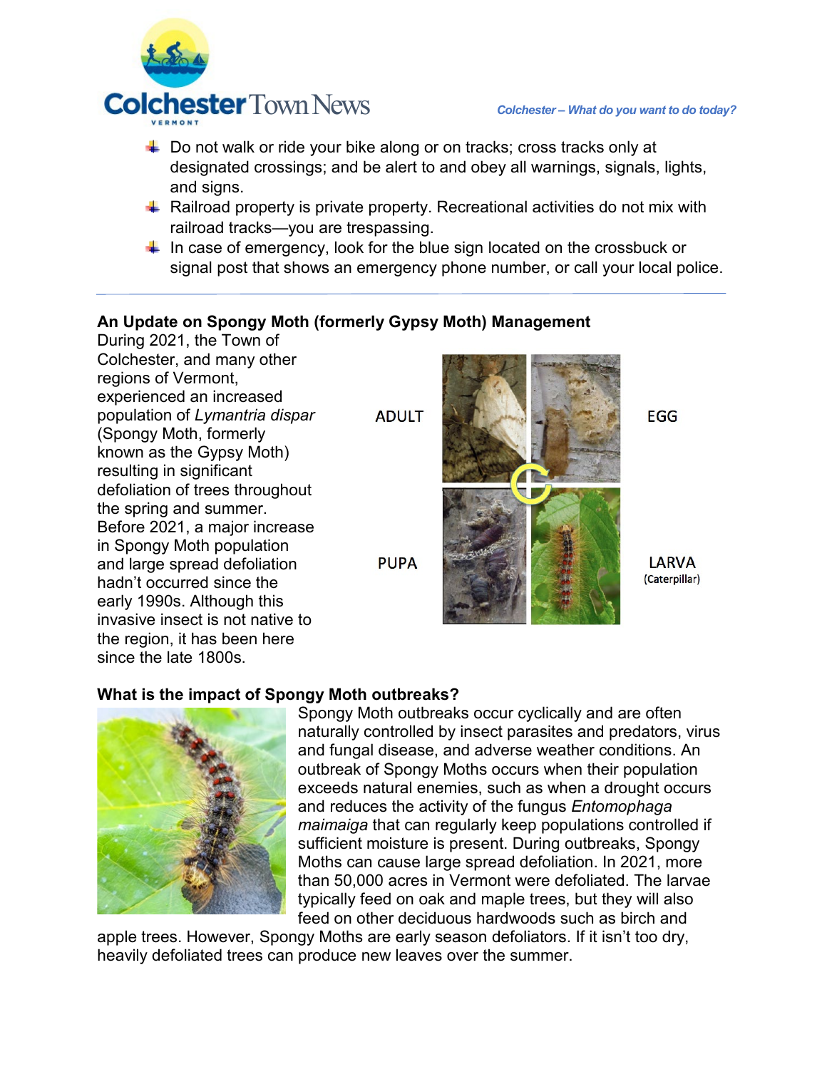- Do not walk or ride your bike along or on tracks; cross tracks only at designated crossings; and be alert to and obey all warnings, signals, lights, and signs.
- Railroad property is private property. Recreational activities do not mix with railroad tracks—you are trespassing.
- In case of emergency, look for the blue sign located on the crossbuck or signal post that shows an emergency phone number, or call your local police.

---

**An Update on Spongy Moth (formerly Gypsy Moth) Management**

During 2021, the Town of Colchester, and many other regions of Vermont, experienced an increased population of *Lymantria dispar* (Spongy Moth, formerly known as the Gypsy Moth) resulting in significant defoliation of trees throughout the spring and summer. Before 2021, a major increase in Spongy Moth population and large spread defoliation hadn't occurred since the early 1990s. Although this invasive insect is not native to the region, it has been here since the late 1800s.

ADULT EGG PUPA LARVA (Caterpillar)

**What is the impact of Spongy Moth outbreaks?**

Spongy Moth outbreaks occur cyclically and are often naturally controlled by insect parasites and predators, virus and fungal disease, and adverse weather conditions. An outbreak of Spongy Moths occurs when their population exceeds natural enemies, such as when a drought occurs and reduces the activity of the fungus *Entomophaga maimaiga* that can regularly keep populations controlled if sufficient moisture is present. During outbreaks, Spongy Moths can cause large spread defoliation. In 2021, more than 50,000 acres in Vermont were defoliated. The larvae typically feed on oak and maple trees, but they will also feed on other deciduous hardwoods such as birch and apple trees. However, Spongy Moths are early season defoliators. If it isn't too dry, heavily defoliated trees can produce new leaves over the summer.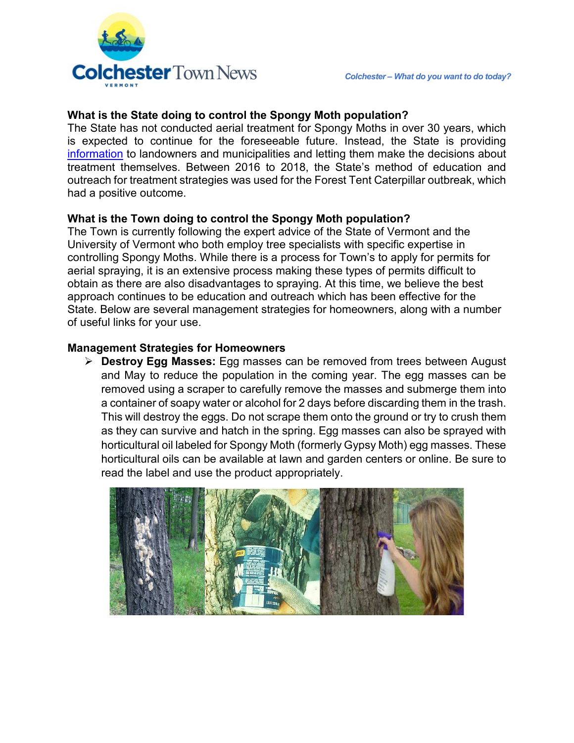### What is the State doing to control the Spongy Moth population?

The State has not conducted aerial treatment for Spongy Moths in over 30 years, which is expected to continue for the foreseeable future. Instead, the State is providing information to landowners and municipalities and letting them make the decisions about treatment themselves. Between 2016 to 2018, the State's method of education and outreach for treatment strategies was used for the Forest Tent Caterpillar outbreak, which had a positive outcome.

### What is the Town doing to control the Spongy Moth population?

The Town is currently following the expert advice of the State of Vermont and the University of Vermont who both employ tree specialists with specific expertise in controlling Spongy Moths. While there is a process for Town's to apply for permits for aerial spraying, it is an extensive process making these types of permits difficult to obtain as there are also disadvantages to spraying. At this time, we believe the best approach continues to be education and outreach which has been effective for the State. Below are several management strategies for homeowners, along with a number of useful links for your use.

### Management Strategies for Homeowners

- **Destroy Egg Masses:** Egg masses can be removed from trees between August and May to reduce the population in the coming year. The egg masses can be removed using a scraper to carefully remove the masses and submerge them into a container of soapy water or alcohol for 2 days before discarding them in the trash. This will destroy the eggs. Do not scrape them onto the ground or try to crush them as they can survive and hatch in the spring. Egg masses can also be sprayed with horticultural oil labeled for Spongy Moth (formerly Gypsy Moth) egg masses. These horticultural oils can be available at lawn and garden centers or online. Be sure to read the label and use the product appropriately.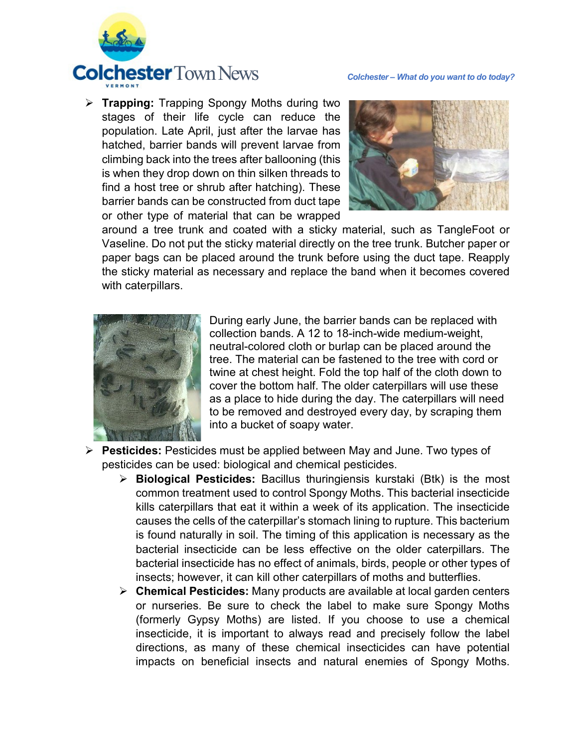- **Trapping:** Trapping Spongy Moths during two stages of their life cycle can reduce the population. Late April, just after the larvae has hatched, barrier bands will prevent larvae from climbing back into the trees after ballooning (this is when they drop down on thin silken threads to find a host tree or shrub after hatching). These barrier bands can be constructed from duct tape or other type of material that can be wrapped around a tree trunk and coated with a sticky material, such as TangleFoot or Vaseline. Do not put the sticky material directly on the tree trunk. Butcher paper or paper bags can be placed around the trunk before using the duct tape. Reapply the sticky material as necessary and replace the band when it becomes covered with caterpillars.

  During early June, the barrier bands can be replaced with collection bands. A 12 to 18-inch-wide medium-weight, neutral-colored cloth or burlap can be placed around the tree. The material can be fastened to the tree with cord or twine at chest height. Fold the top half of the cloth down to cover the bottom half. The older caterpillars will use these as a place to hide during the day. The caterpillars will need to be removed and destroyed every day, by scraping them into a bucket of soapy water.

- **Pesticides:** Pesticides must be applied between May and June. Two types of pesticides can be used: biological and chemical pesticides.
  - **Biological Pesticides:** Bacillus thuringiensis kurstaki (Btk) is the most common treatment used to control Spongy Moths. This bacterial insecticide kills caterpillars that eat it within a week of its application. The insecticide causes the cells of the caterpillar's stomach lining to rupture. This bacterium is found naturally in soil. The timing of this application is necessary as the bacterial insecticide can be less effective on the older caterpillars. The bacterial insecticide has no effect of animals, birds, people or other types of insects; however, it can kill other caterpillars of moths and butterflies.
  - **Chemical Pesticides:** Many products are available at local garden centers or nurseries. Be sure to check the label to make sure Spongy Moths (formerly Gypsy Moths) are listed. If you choose to use a chemical insecticide, it is important to always read and precisely follow the label directions, as many of these chemical insecticides can have potential impacts on beneficial insects and natural enemies of Spongy Moths.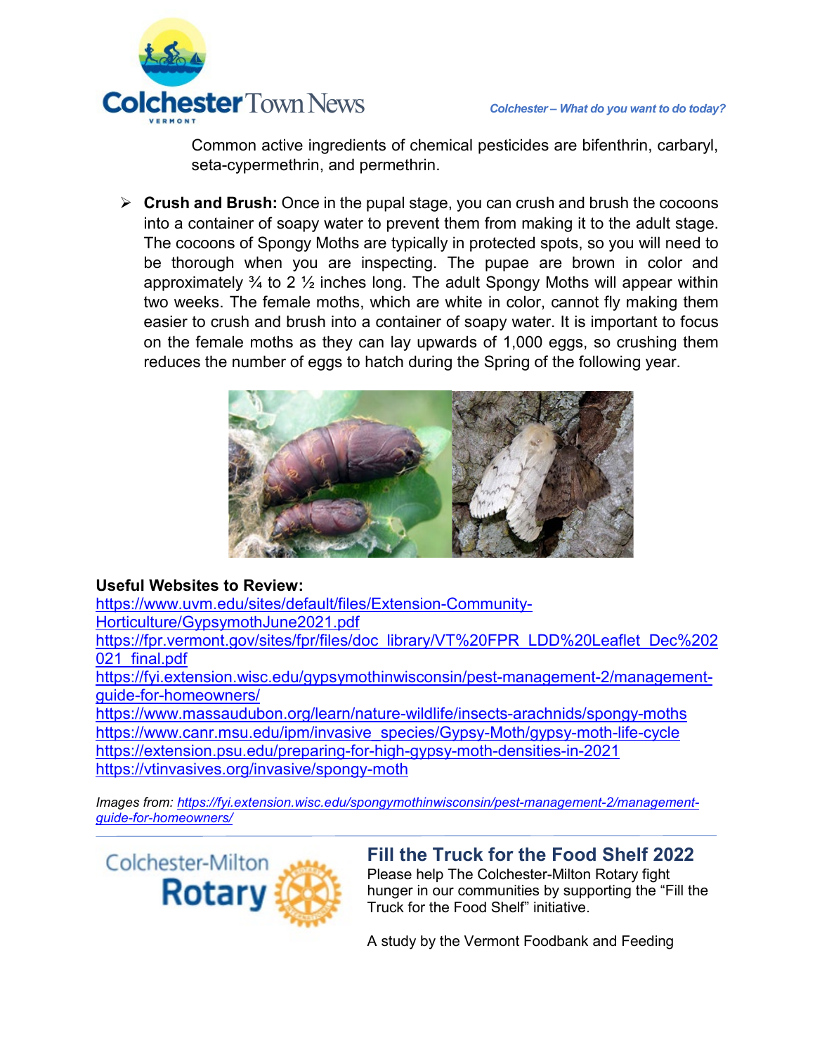Common active ingredients of chemical pesticides are bifenthrin, carbaryl, seta-cypermethrin, and permethrin.

- **Crush and Brush:** Once in the pupal stage, you can crush and brush the cocoons into a container of soapy water to prevent them from making it to the adult stage. The cocoons of Spongy Moths are typically in protected spots, so you will need to be thorough when you are inspecting. The pupae are brown in color and approximately ¾ to 2 ½ inches long. The adult Spongy Moths will appear within two weeks. The female moths, which are white in color, cannot fly making them easier to crush and brush into a container of soapy water. It is important to focus on the female moths as they can lay upwards of 1,000 eggs, so crushing them reduces the number of eggs to hatch during the Spring of the following year.

**Useful Websites to Review:**
https://www.uvm.edu/sites/default/files/Extension-Community-Horticulture/GypsymothJune2021.pdf
https://fpr.vermont.gov/sites/fpr/files/doc_library/VT%20FPR_LDD%20Leaflet_Dec%2021_final.pdf
https://fyi.extension.wisc.edu/gypsymothinwisconsin/pest-management-2/management-guide-for-homeowners/
https://www.massaudubon.org/learn/nature-wildlife/insects-arachnids/spongy-moths
https://www.canr.msu.edu/ipm/invasive_species/Gypsy-Moth/gypsy-moth-life-cycle
https://extension.psu.edu/preparing-for-high-gypsy-moth-densities-in-2021
https://vtinvasives.org/invasive/spongy-moth

*Images from: https://fyi.extension.wisc.edu/spongymothinwisconsin/pest-management-2/management-guide-for-homeowners/*

---

Colchester-Milton Rotary

## Fill the Truck for the Food Shelf 2022

Please help The Colchester-Milton Rotary fight hunger in our communities by supporting the "Fill the Truck for the Food Shelf" initiative.

A study by the Vermont Foodbank and Feeding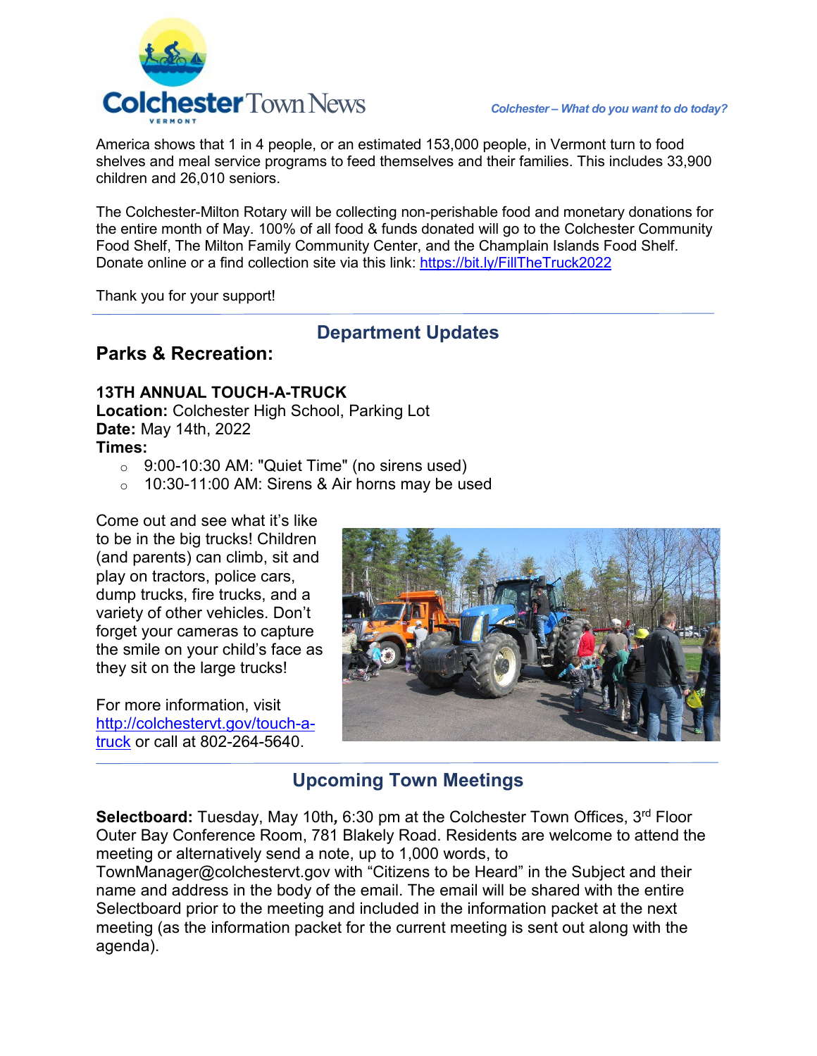America shows that 1 in 4 people, or an estimated 153,000 people, in Vermont turn to food shelves and meal service programs to feed themselves and their families. This includes 33,900 children and 26,010 seniors.

The Colchester-Milton Rotary will be collecting non-perishable food and monetary donations for the entire month of May. 100% of all food & funds donated will go to the Colchester Community Food Shelf, The Milton Family Community Center, and the Champlain Islands Food Shelf. Donate online or a find collection site via this link: https://bit.ly/FillTheTruck2022

Thank you for your support!

## Department Updates

### Parks & Recreation:

**13TH ANNUAL TOUCH-A-TRUCK**
**Location:** Colchester High School, Parking Lot
**Date:** May 14th, 2022
**Times:**

- 9:00-10:30 AM: "Quiet Time" (no sirens used)
- 10:30-11:00 AM: Sirens & Air horns may be used

Come out and see what it's like to be in the big trucks! Children (and parents) can climb, sit and play on tractors, police cars, dump trucks, fire trucks, and a variety of other vehicles. Don't forget your cameras to capture the smile on your child's face as they sit on the large trucks!

For more information, visit http://colchestervt.gov/touch-a-truck or call at 802-264-5640.

## Upcoming Town Meetings

**Selectboard:** Tuesday, May 10th**,** 6:30 pm at the Colchester Town Offices, 3rd Floor Outer Bay Conference Room, 781 Blakely Road. Residents are welcome to attend the meeting or alternatively send a note, up to 1,000 words, to TownManager@colchestervt.gov with "Citizens to be Heard" in the Subject and their name and address in the body of the email. The email will be shared with the entire Selectboard prior to the meeting and included in the information packet at the next meeting (as the information packet for the current meeting is sent out along with the agenda).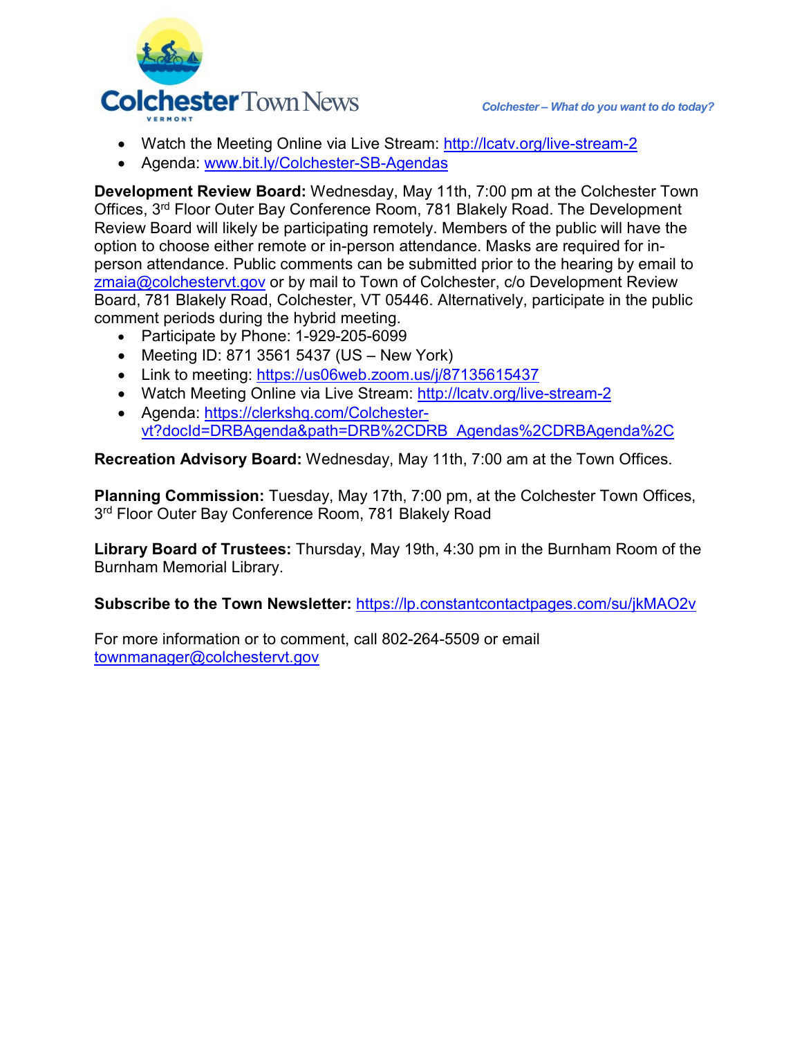- Watch the Meeting Online via Live Stream: http://lcatv.org/live-stream-2
- Agenda: www.bit.ly/Colchester-SB-Agendas

**Development Review Board:** Wednesday, May 11th, 7:00 pm at the Colchester Town Offices, 3rd Floor Outer Bay Conference Room, 781 Blakely Road. The Development Review Board will likely be participating remotely. Members of the public will have the option to choose either remote or in-person attendance. Masks are required for in-person attendance. Public comments can be submitted prior to the hearing by email to zmaia@colchestervt.gov or by mail to Town of Colchester, c/o Development Review Board, 781 Blakely Road, Colchester, VT 05446. Alternatively, participate in the public comment periods during the hybrid meeting.

- Participate by Phone: 1-929-205-6099
- Meeting ID: 871 3561 5437 (US – New York)
- Link to meeting: https://us06web.zoom.us/j/87135615437
- Watch Meeting Online via Live Stream: http://lcatv.org/live-stream-2
- Agenda: https://clerkshq.com/Colchester-vt?docId=DRBAgenda&path=DRB%2CDRB_Agendas%2CDRBAgenda%2C

**Recreation Advisory Board:** Wednesday, May 11th, 7:00 am at the Town Offices.

**Planning Commission:** Tuesday, May 17th, 7:00 pm, at the Colchester Town Offices, 3rd Floor Outer Bay Conference Room, 781 Blakely Road

**Library Board of Trustees:** Thursday, May 19th, 4:30 pm in the Burnham Room of the Burnham Memorial Library.

**Subscribe to the Town Newsletter:** https://lp.constantcontactpages.com/su/jkMAO2v

For more information or to comment, call 802-264-5509 or email townmanager@colchestervt.gov